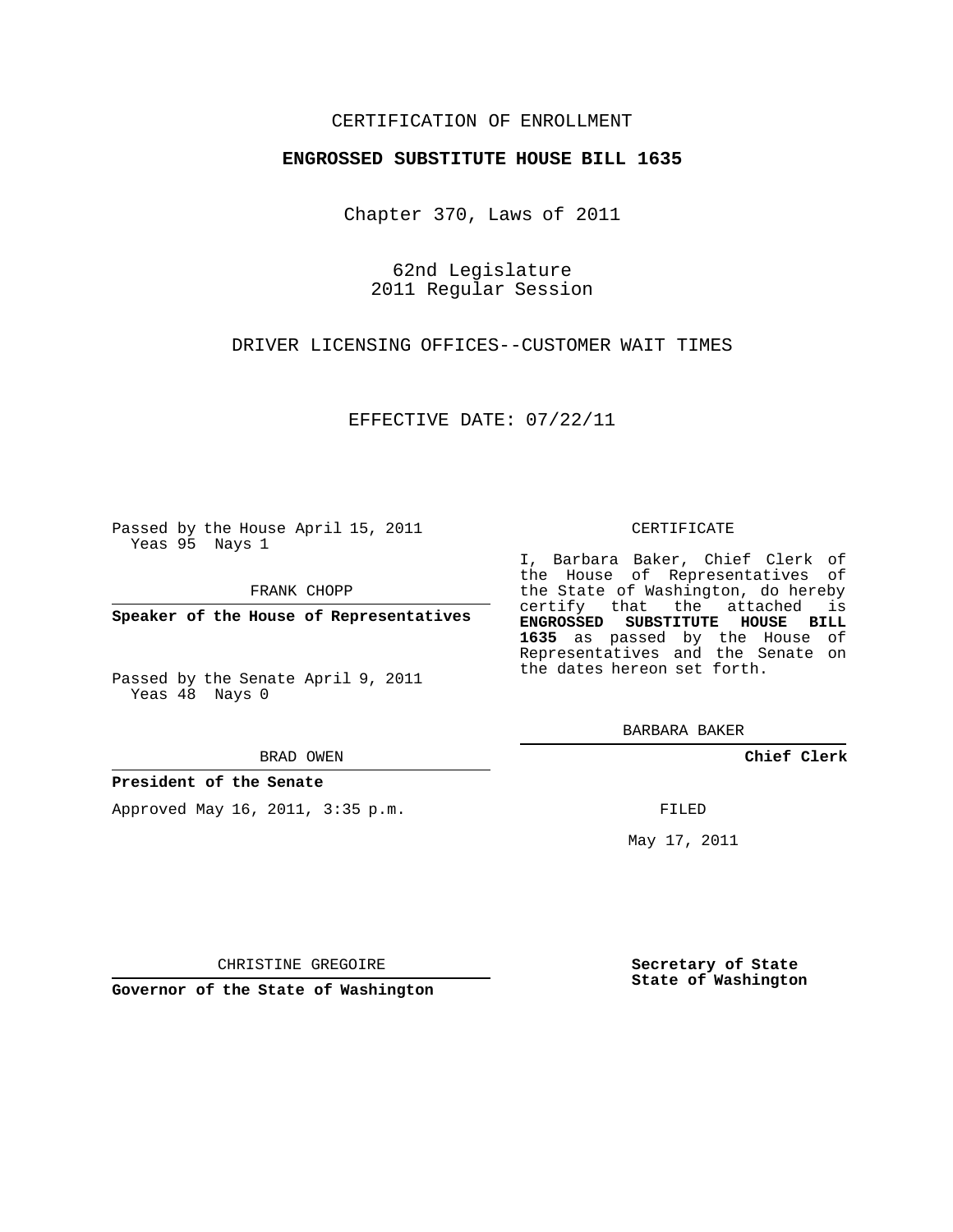CERTIFICATION OF ENROLLMENT

**ENGROSSED SUBSTITUTE HOUSE BILL 1635**

Chapter 370, Laws of 2011

62nd Legislature
2011 Regular Session

DRIVER LICENSING OFFICES--CUSTOMER WAIT TIMES

EFFECTIVE DATE: 07/22/11

Passed by the House April 15, 2011
Yeas 95 Nays 1

FRANK CHOPP

**Speaker of the House of Representatives**

Passed by the Senate April 9, 2011
Yeas 48 Nays 0

BRAD OWEN

**President of the Senate**

Approved May 16, 2011, 3:35 p.m.

CHRISTINE GREGOIRE

**Governor of the State of Washington**

CERTIFICATE

I, Barbara Baker, Chief Clerk of the House of Representatives of the State of Washington, do hereby certify that the attached is **ENGROSSED SUBSTITUTE HOUSE BILL 1635** as passed by the House of Representatives and the Senate on the dates hereon set forth.

BARBARA BAKER

**Chief Clerk**

FILED

May 17, 2011

**Secretary of State**
**State of Washington**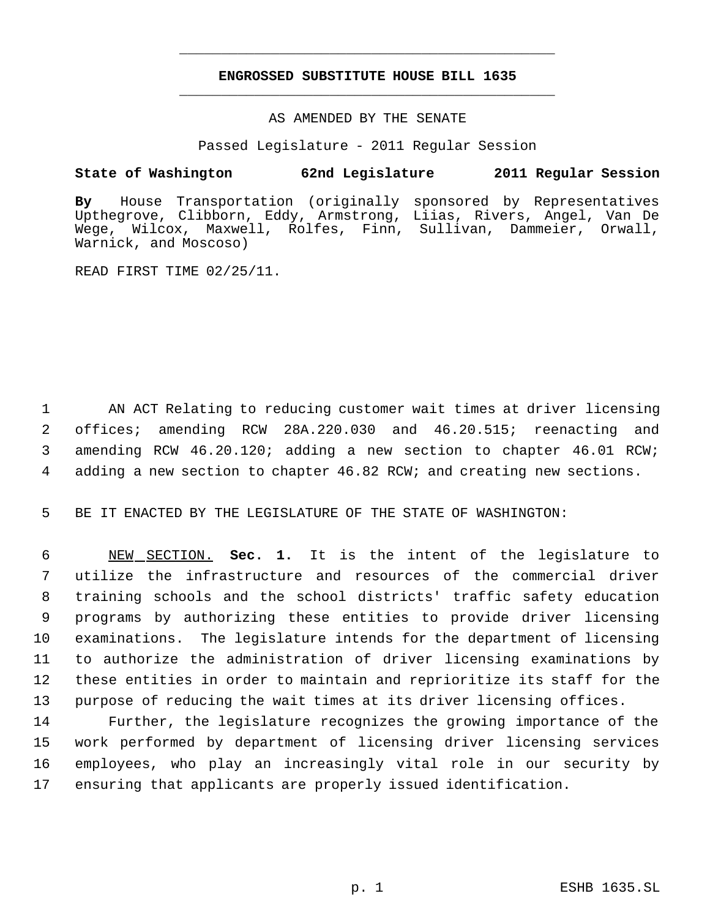# ENGROSSED SUBSTITUTE HOUSE BILL 1635

AS AMENDED BY THE SENATE

Passed Legislature - 2011 Regular Session

**State of Washington 62nd Legislature 2011 Regular Session**

**By** House Transportation (originally sponsored by Representatives Upthegrove, Clibborn, Eddy, Armstrong, Liias, Rivers, Angel, Van De Wege, Wilcox, Maxwell, Rolfes, Finn, Sullivan, Dammeier, Orwall, Warnick, and Moscoso)

READ FIRST TIME 02/25/11.

AN ACT Relating to reducing customer wait times at driver licensing offices; amending RCW 28A.220.030 and 46.20.515; reenacting and amending RCW 46.20.120; adding a new section to chapter 46.01 RCW; adding a new section to chapter 46.82 RCW; and creating new sections.

BE IT ENACTED BY THE LEGISLATURE OF THE STATE OF WASHINGTON:

NEW SECTION. **Sec. 1.** It is the intent of the legislature to utilize the infrastructure and resources of the commercial driver training schools and the school districts' traffic safety education programs by authorizing these entities to provide driver licensing examinations. The legislature intends for the department of licensing to authorize the administration of driver licensing examinations by these entities in order to maintain and reprioritize its staff for the purpose of reducing the wait times at its driver licensing offices.

Further, the legislature recognizes the growing importance of the work performed by department of licensing driver licensing services employees, who play an increasingly vital role in our security by ensuring that applicants are properly issued identification.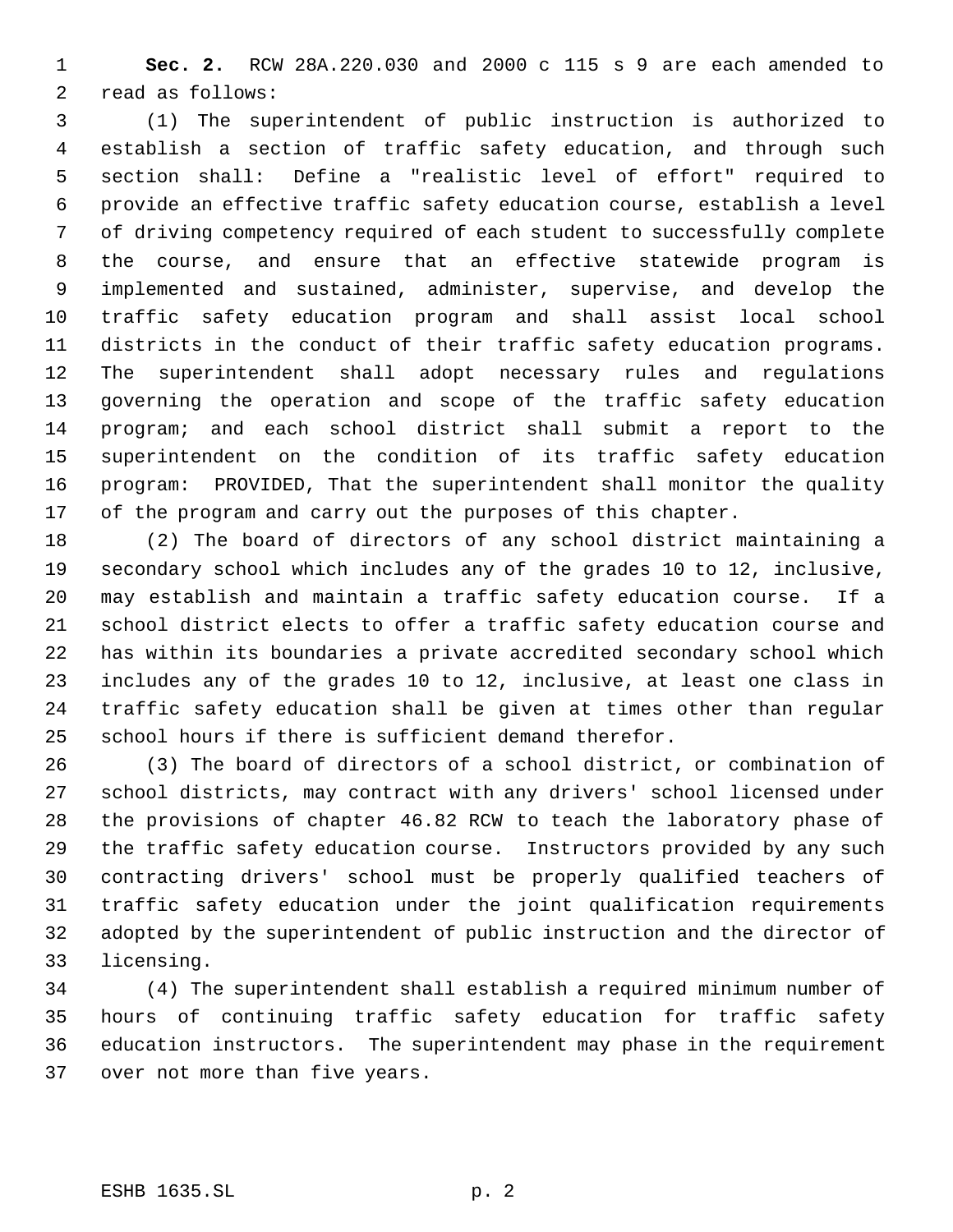**Sec. 2.** RCW 28A.220.030 and 2000 c 115 s 9 are each amended to read as follows:

(1) The superintendent of public instruction is authorized to establish a section of traffic safety education, and through such section shall: Define a "realistic level of effort" required to provide an effective traffic safety education course, establish a level of driving competency required of each student to successfully complete the course, and ensure that an effective statewide program is implemented and sustained, administer, supervise, and develop the traffic safety education program and shall assist local school districts in the conduct of their traffic safety education programs. The superintendent shall adopt necessary rules and regulations governing the operation and scope of the traffic safety education program; and each school district shall submit a report to the superintendent on the condition of its traffic safety education program: PROVIDED, That the superintendent shall monitor the quality of the program and carry out the purposes of this chapter.

(2) The board of directors of any school district maintaining a secondary school which includes any of the grades 10 to 12, inclusive, may establish and maintain a traffic safety education course. If a school district elects to offer a traffic safety education course and has within its boundaries a private accredited secondary school which includes any of the grades 10 to 12, inclusive, at least one class in traffic safety education shall be given at times other than regular school hours if there is sufficient demand therefor.

(3) The board of directors of a school district, or combination of school districts, may contract with any drivers' school licensed under the provisions of chapter 46.82 RCW to teach the laboratory phase of the traffic safety education course. Instructors provided by any such contracting drivers' school must be properly qualified teachers of traffic safety education under the joint qualification requirements adopted by the superintendent of public instruction and the director of licensing.

(4) The superintendent shall establish a required minimum number of hours of continuing traffic safety education for traffic safety education instructors. The superintendent may phase in the requirement over not more than five years.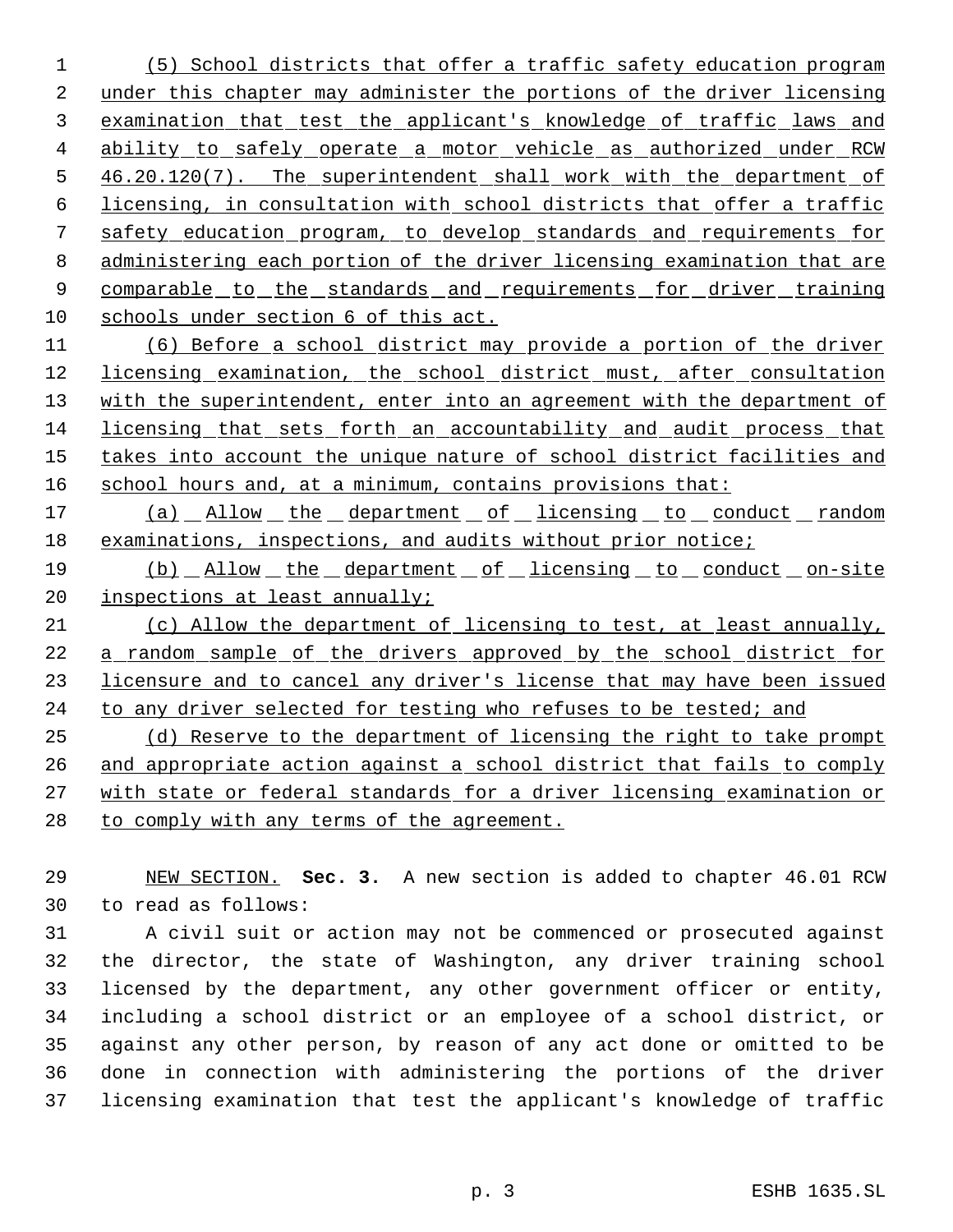(5) School districts that offer a traffic safety education program under this chapter may administer the portions of the driver licensing examination that test the applicant's knowledge of traffic laws and ability to safely operate a motor vehicle as authorized under RCW 46.20.120(7). The superintendent shall work with the department of licensing, in consultation with school districts that offer a traffic safety education program, to develop standards and requirements for administering each portion of the driver licensing examination that are comparable to the standards and requirements for driver training schools under section 6 of this act.

(6) Before a school district may provide a portion of the driver licensing examination, the school district must, after consultation with the superintendent, enter into an agreement with the department of licensing that sets forth an accountability and audit process that takes into account the unique nature of school district facilities and school hours and, at a minimum, contains provisions that:

(a) Allow the department of licensing to conduct random examinations, inspections, and audits without prior notice;

(b) Allow the department of licensing to conduct on-site inspections at least annually;

(c) Allow the department of licensing to test, at least annually, a random sample of the drivers approved by the school district for licensure and to cancel any driver's license that may have been issued to any driver selected for testing who refuses to be tested; and

(d) Reserve to the department of licensing the right to take prompt and appropriate action against a school district that fails to comply with state or federal standards for a driver licensing examination or to comply with any terms of the agreement.

NEW SECTION. **Sec. 3.** A new section is added to chapter 46.01 RCW to read as follows:

A civil suit or action may not be commenced or prosecuted against the director, the state of Washington, any driver training school licensed by the department, any other government officer or entity, including a school district or an employee of a school district, or against any other person, by reason of any act done or omitted to be done in connection with administering the portions of the driver licensing examination that test the applicant's knowledge of traffic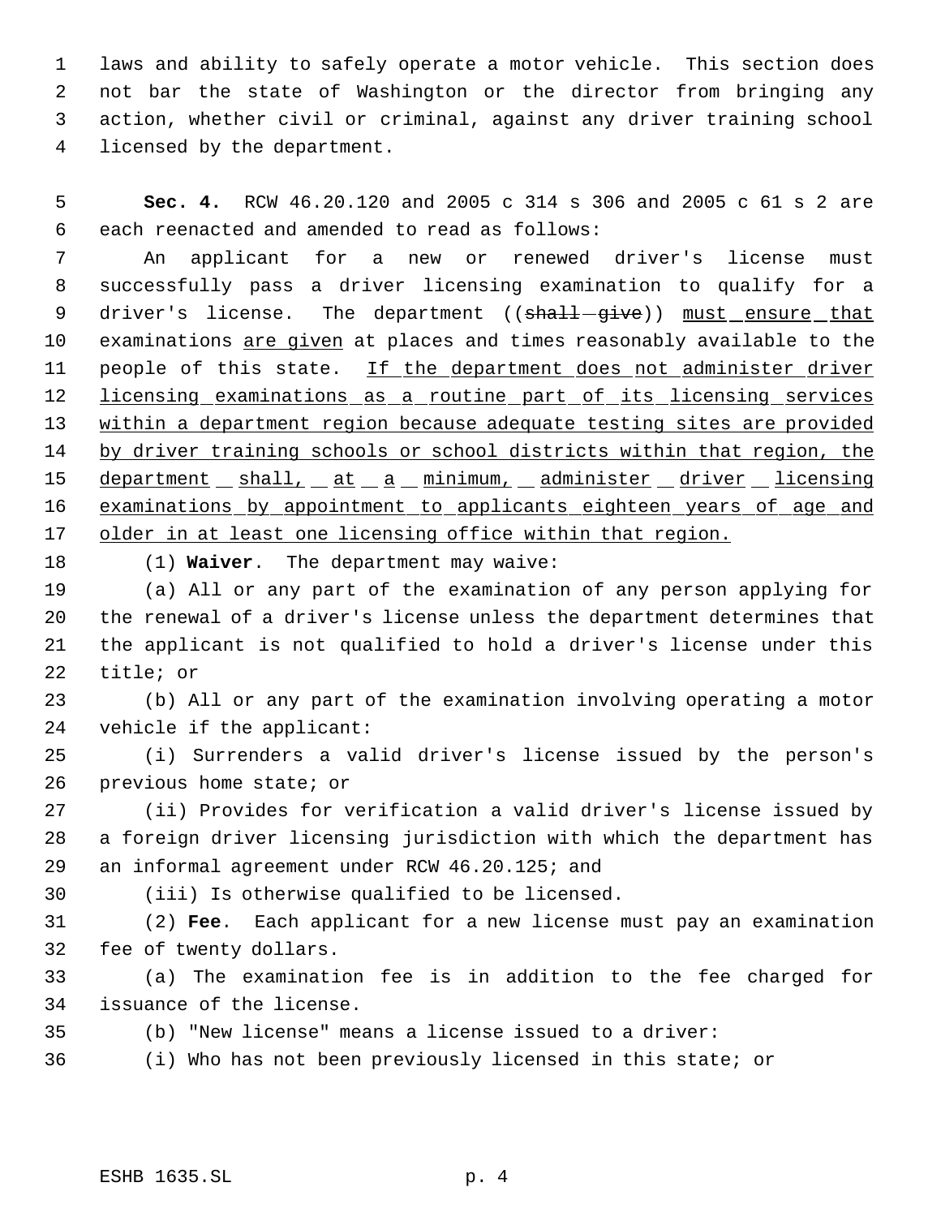laws and ability to safely operate a motor vehicle. This section does not bar the state of Washington or the director from bringing any action, whether civil or criminal, against any driver training school licensed by the department.

**Sec. 4.** RCW 46.20.120 and 2005 c 314 s 306 and 2005 c 61 s 2 are each reenacted and amended to read as follows:

An applicant for a new or renewed driver's license must successfully pass a driver licensing examination to qualify for a driver's license. The department ((~~shall give~~)) must ensure that examinations are given at places and times reasonably available to the people of this state. If the department does not administer driver licensing examinations as a routine part of its licensing services within a department region because adequate testing sites are provided by driver training schools or school districts within that region, the department shall, at a minimum, administer driver licensing examinations by appointment to applicants eighteen years of age and older in at least one licensing office within that region.

(1) **Waiver**. The department may waive:

(a) All or any part of the examination of any person applying for the renewal of a driver's license unless the department determines that the applicant is not qualified to hold a driver's license under this title; or

(b) All or any part of the examination involving operating a motor vehicle if the applicant:

(i) Surrenders a valid driver's license issued by the person's previous home state; or

(ii) Provides for verification a valid driver's license issued by a foreign driver licensing jurisdiction with which the department has an informal agreement under RCW 46.20.125; and

(iii) Is otherwise qualified to be licensed.

(2) **Fee**. Each applicant for a new license must pay an examination fee of twenty dollars.

(a) The examination fee is in addition to the fee charged for issuance of the license.

(b) "New license" means a license issued to a driver:

(i) Who has not been previously licensed in this state; or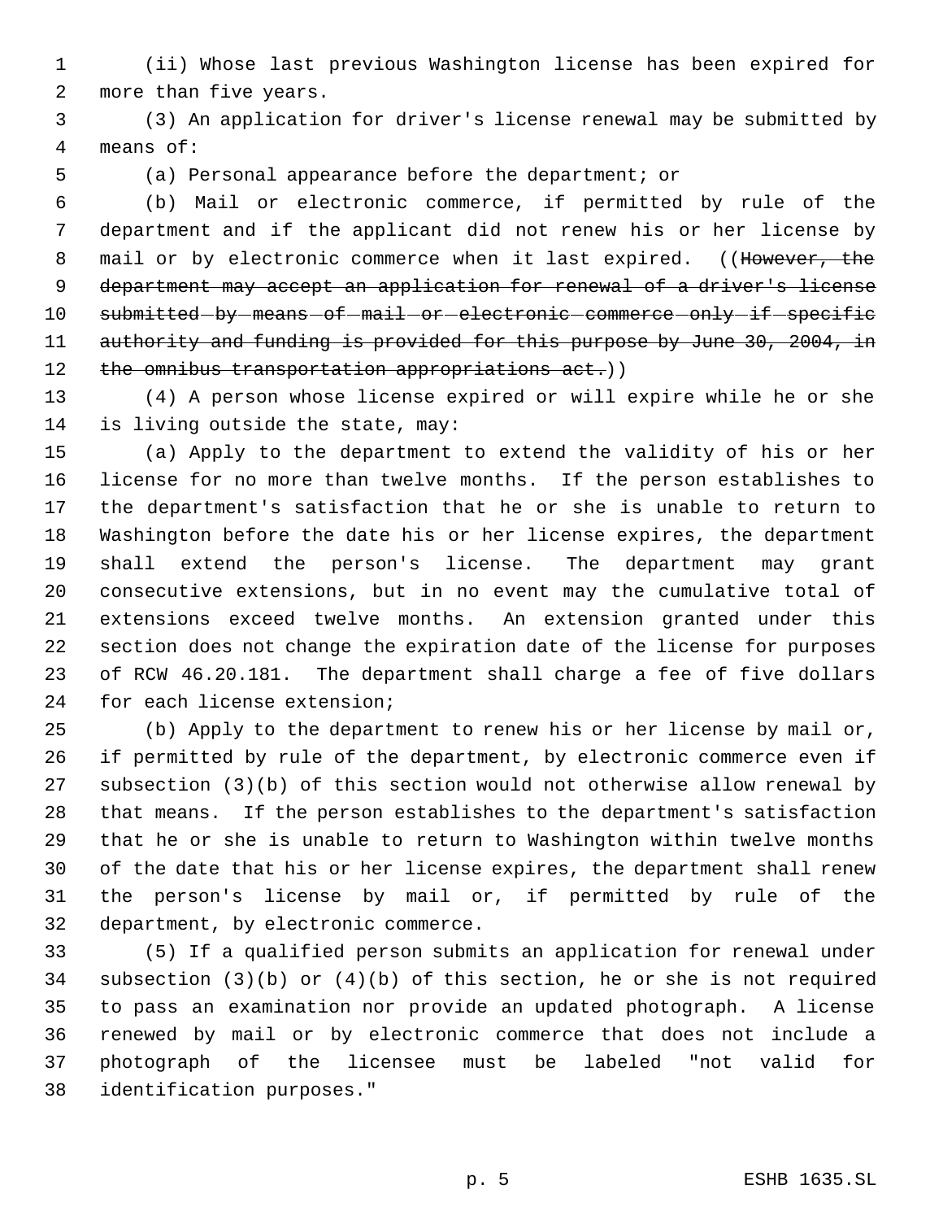(ii) Whose last previous Washington license has been expired for more than five years.

(3) An application for driver's license renewal may be submitted by means of:

(a) Personal appearance before the department; or

(b) Mail or electronic commerce, if permitted by rule of the department and if the applicant did not renew his or her license by mail or by electronic commerce when it last expired. ((~~However, the department may accept an application for renewal of a driver's license submitted by means of mail or electronic commerce only if specific authority and funding is provided for this purpose by June 30, 2004, in the omnibus transportation appropriations act.~~))

(4) A person whose license expired or will expire while he or she is living outside the state, may:

(a) Apply to the department to extend the validity of his or her license for no more than twelve months. If the person establishes to the department's satisfaction that he or she is unable to return to Washington before the date his or her license expires, the department shall extend the person's license. The department may grant consecutive extensions, but in no event may the cumulative total of extensions exceed twelve months. An extension granted under this section does not change the expiration date of the license for purposes of RCW 46.20.181. The department shall charge a fee of five dollars for each license extension;

(b) Apply to the department to renew his or her license by mail or, if permitted by rule of the department, by electronic commerce even if subsection (3)(b) of this section would not otherwise allow renewal by that means. If the person establishes to the department's satisfaction that he or she is unable to return to Washington within twelve months of the date that his or her license expires, the department shall renew the person's license by mail or, if permitted by rule of the department, by electronic commerce.

(5) If a qualified person submits an application for renewal under subsection (3)(b) or (4)(b) of this section, he or she is not required to pass an examination nor provide an updated photograph. A license renewed by mail or by electronic commerce that does not include a photograph of the licensee must be labeled "not valid for identification purposes."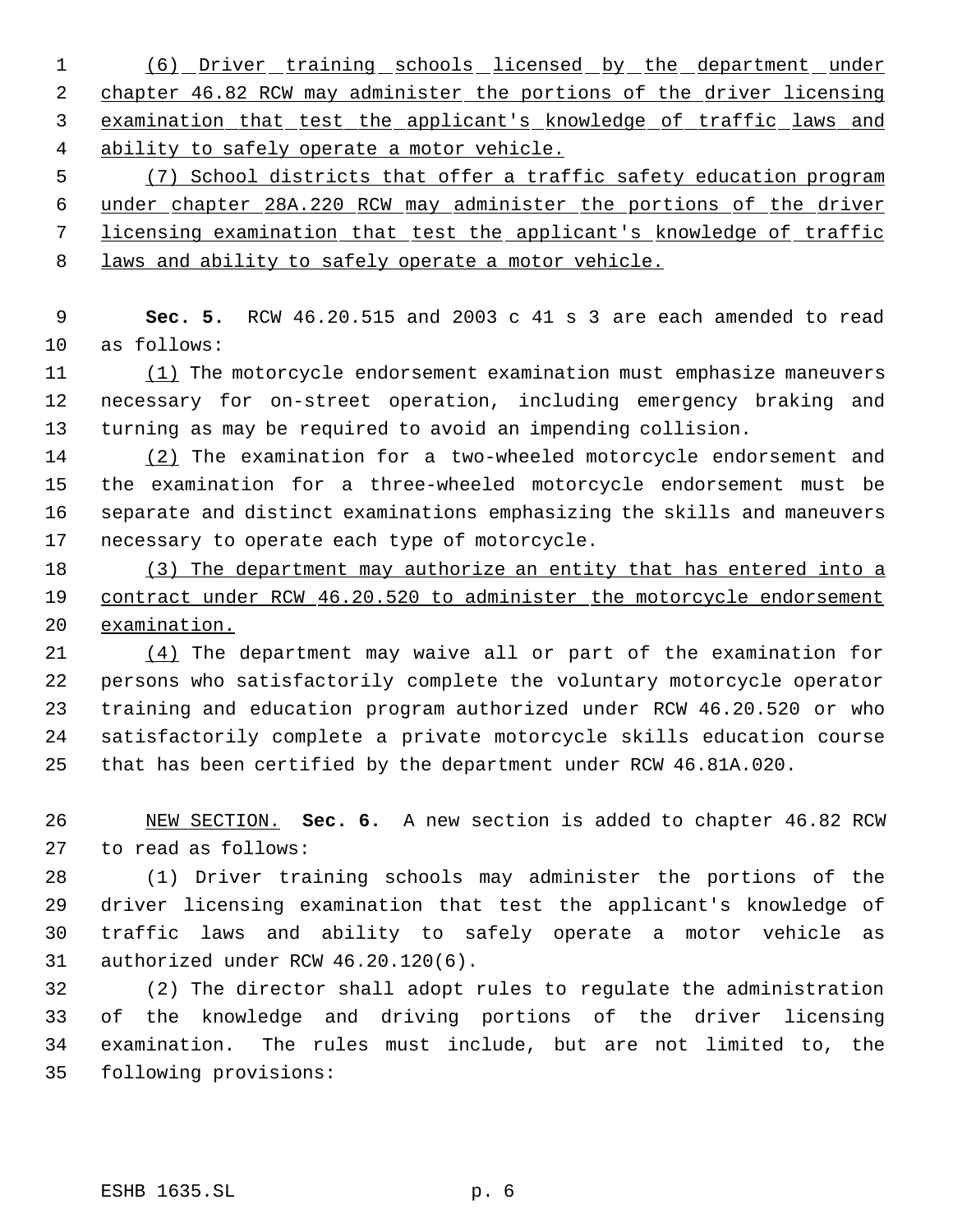(6) Driver training schools licensed by the department under chapter 46.82 RCW may administer the portions of the driver licensing examination that test the applicant's knowledge of traffic laws and ability to safely operate a motor vehicle.

(7) School districts that offer a traffic safety education program under chapter 28A.220 RCW may administer the portions of the driver licensing examination that test the applicant's knowledge of traffic laws and ability to safely operate a motor vehicle.

**Sec. 5.** RCW 46.20.515 and 2003 c 41 s 3 are each amended to read as follows:

(1) The motorcycle endorsement examination must emphasize maneuvers necessary for on-street operation, including emergency braking and turning as may be required to avoid an impending collision.

(2) The examination for a two-wheeled motorcycle endorsement and the examination for a three-wheeled motorcycle endorsement must be separate and distinct examinations emphasizing the skills and maneuvers necessary to operate each type of motorcycle.

(3) The department may authorize an entity that has entered into a contract under RCW 46.20.520 to administer the motorcycle endorsement examination.

(4) The department may waive all or part of the examination for persons who satisfactorily complete the voluntary motorcycle operator training and education program authorized under RCW 46.20.520 or who satisfactorily complete a private motorcycle skills education course that has been certified by the department under RCW 46.81A.020.

NEW SECTION. **Sec. 6.** A new section is added to chapter 46.82 RCW to read as follows:

(1) Driver training schools may administer the portions of the driver licensing examination that test the applicant's knowledge of traffic laws and ability to safely operate a motor vehicle as authorized under RCW 46.20.120(6).

(2) The director shall adopt rules to regulate the administration of the knowledge and driving portions of the driver licensing examination. The rules must include, but are not limited to, the following provisions: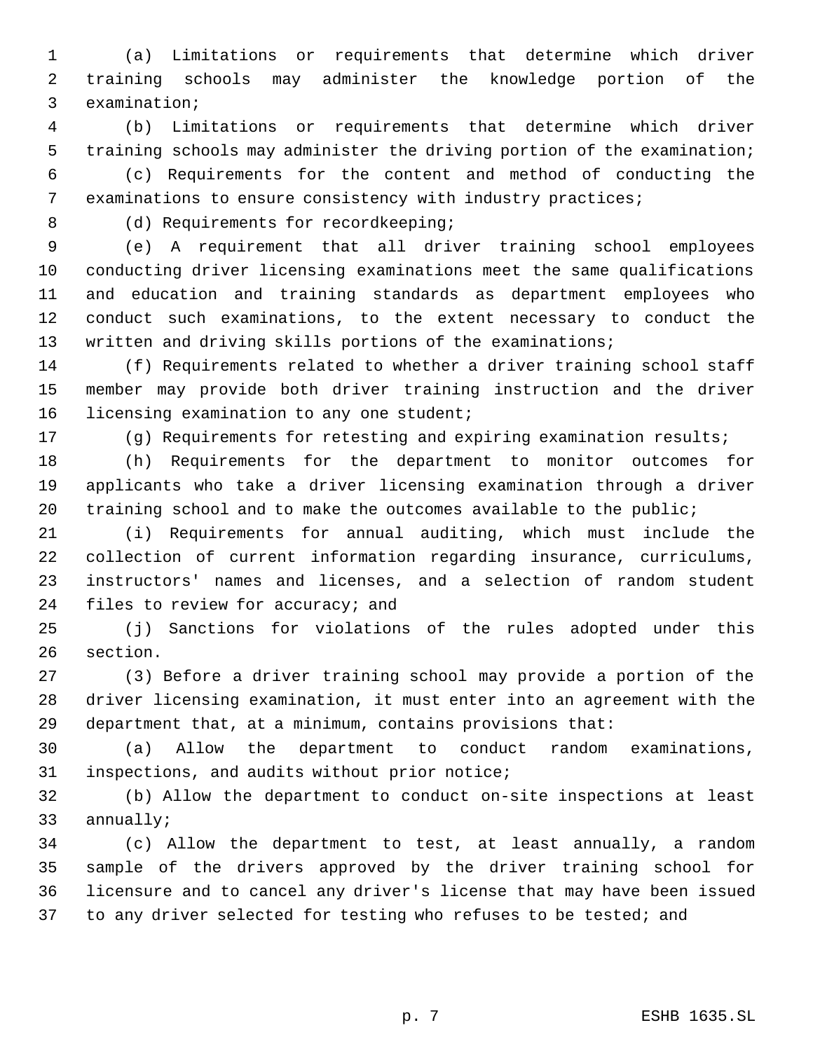(a) Limitations or requirements that determine which driver training schools may administer the knowledge portion of the examination;

(b) Limitations or requirements that determine which driver training schools may administer the driving portion of the examination;

(c) Requirements for the content and method of conducting the examinations to ensure consistency with industry practices;

(d) Requirements for recordkeeping;

(e) A requirement that all driver training school employees conducting driver licensing examinations meet the same qualifications and education and training standards as department employees who conduct such examinations, to the extent necessary to conduct the written and driving skills portions of the examinations;

(f) Requirements related to whether a driver training school staff member may provide both driver training instruction and the driver licensing examination to any one student;

(g) Requirements for retesting and expiring examination results;

(h) Requirements for the department to monitor outcomes for applicants who take a driver licensing examination through a driver training school and to make the outcomes available to the public;

(i) Requirements for annual auditing, which must include the collection of current information regarding insurance, curriculums, instructors' names and licenses, and a selection of random student files to review for accuracy; and

(j) Sanctions for violations of the rules adopted under this section.

(3) Before a driver training school may provide a portion of the driver licensing examination, it must enter into an agreement with the department that, at a minimum, contains provisions that:

(a) Allow the department to conduct random examinations, inspections, and audits without prior notice;

(b) Allow the department to conduct on-site inspections at least annually;

(c) Allow the department to test, at least annually, a random sample of the drivers approved by the driver training school for licensure and to cancel any driver's license that may have been issued to any driver selected for testing who refuses to be tested; and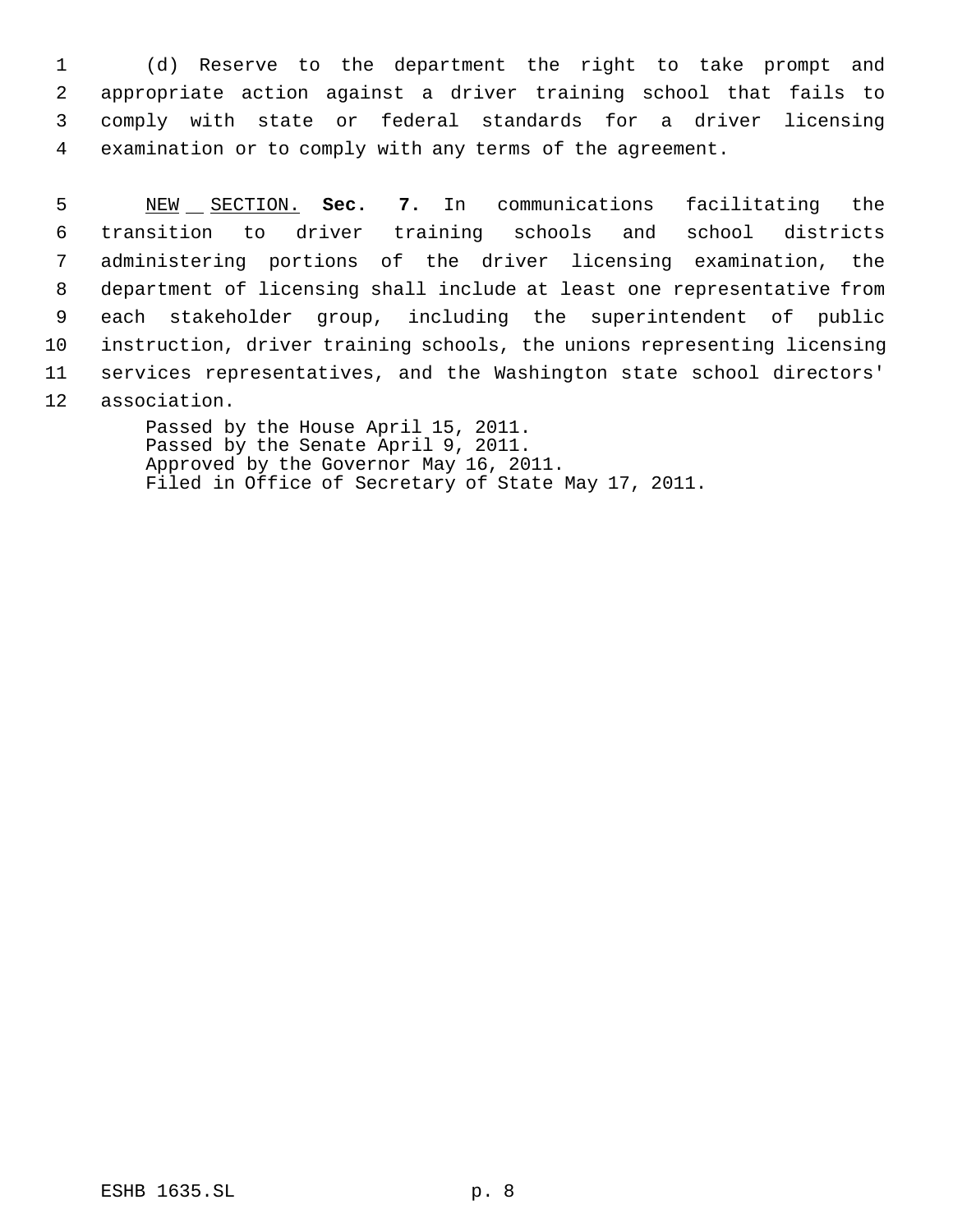(d) Reserve to the department the right to take prompt and appropriate action against a driver training school that fails to comply with state or federal standards for a driver licensing examination or to comply with any terms of the agreement.

NEW SECTION. **Sec. 7.** In communications facilitating the transition to driver training schools and school districts administering portions of the driver licensing examination, the department of licensing shall include at least one representative from each stakeholder group, including the superintendent of public instruction, driver training schools, the unions representing licensing services representatives, and the Washington state school directors' association.

Passed by the House April 15, 2011.
Passed by the Senate April 9, 2011.
Approved by the Governor May 16, 2011.
Filed in Office of Secretary of State May 17, 2011.